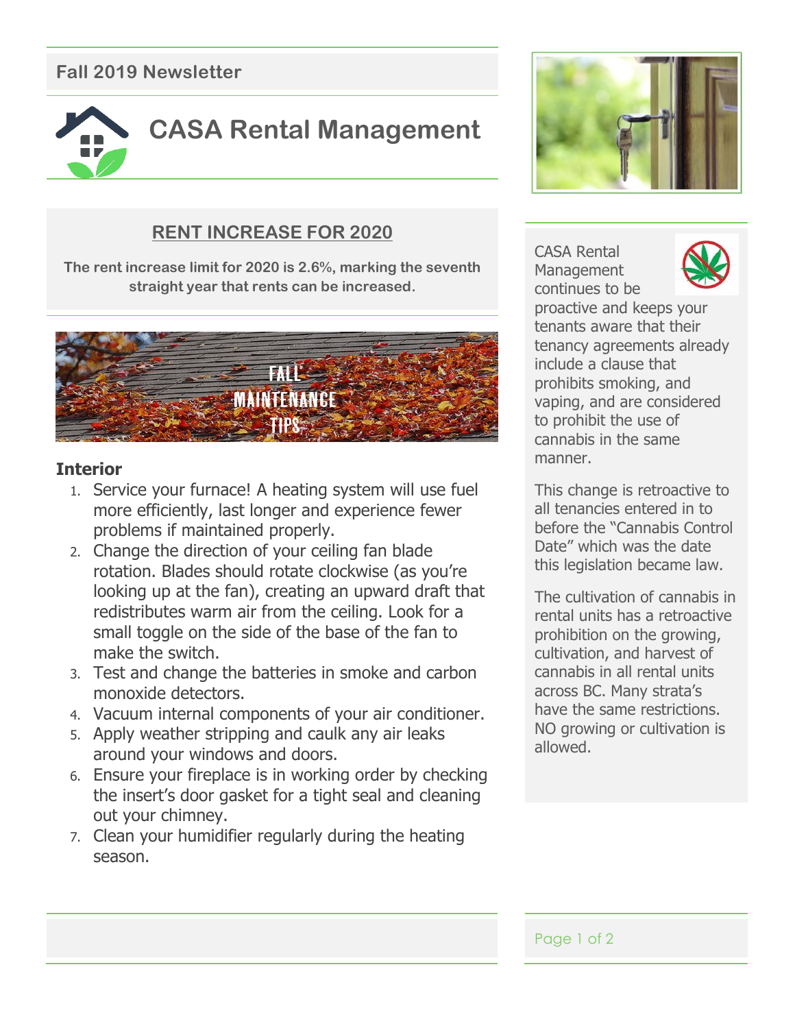Fall 2019 Newsletter

# CASA Rental Management

## RENT INCREASE FOR 2020

**The rent increase limit for 2020 is 2.6%, marking the seventh straight year that rents can be increased.**

FALL MAINTENANCE TIPS

### Interior

1. Service your furnace! A heating system will use fuel more efficiently, last longer and experience fewer problems if maintained properly.
2. Change the direction of your ceiling fan blade rotation. Blades should rotate clockwise (as you're looking up at the fan), creating an upward draft that redistributes warm air from the ceiling. Look for a small toggle on the side of the base of the fan to make the switch.
3. Test and change the batteries in smoke and carbon monoxide detectors.
4. Vacuum internal components of your air conditioner.
5. Apply weather stripping and caulk any air leaks around your windows and doors.
6. Ensure your fireplace is in working order by checking the insert's door gasket for a tight seal and cleaning out your chimney.
7. Clean your humidifier regularly during the heating season.

CASA Rental Management continues to be proactive and keeps your tenants aware that their tenancy agreements already include a clause that prohibits smoking, and vaping, and are considered to prohibit the use of cannabis in the same manner.

This change is retroactive to all tenancies entered in to before the "Cannabis Control Date" which was the date this legislation became law.

The cultivation of cannabis in rental units has a retroactive prohibition on the growing, cultivation, and harvest of cannabis in all rental units across BC. Many strata's have the same restrictions. NO growing or cultivation is allowed.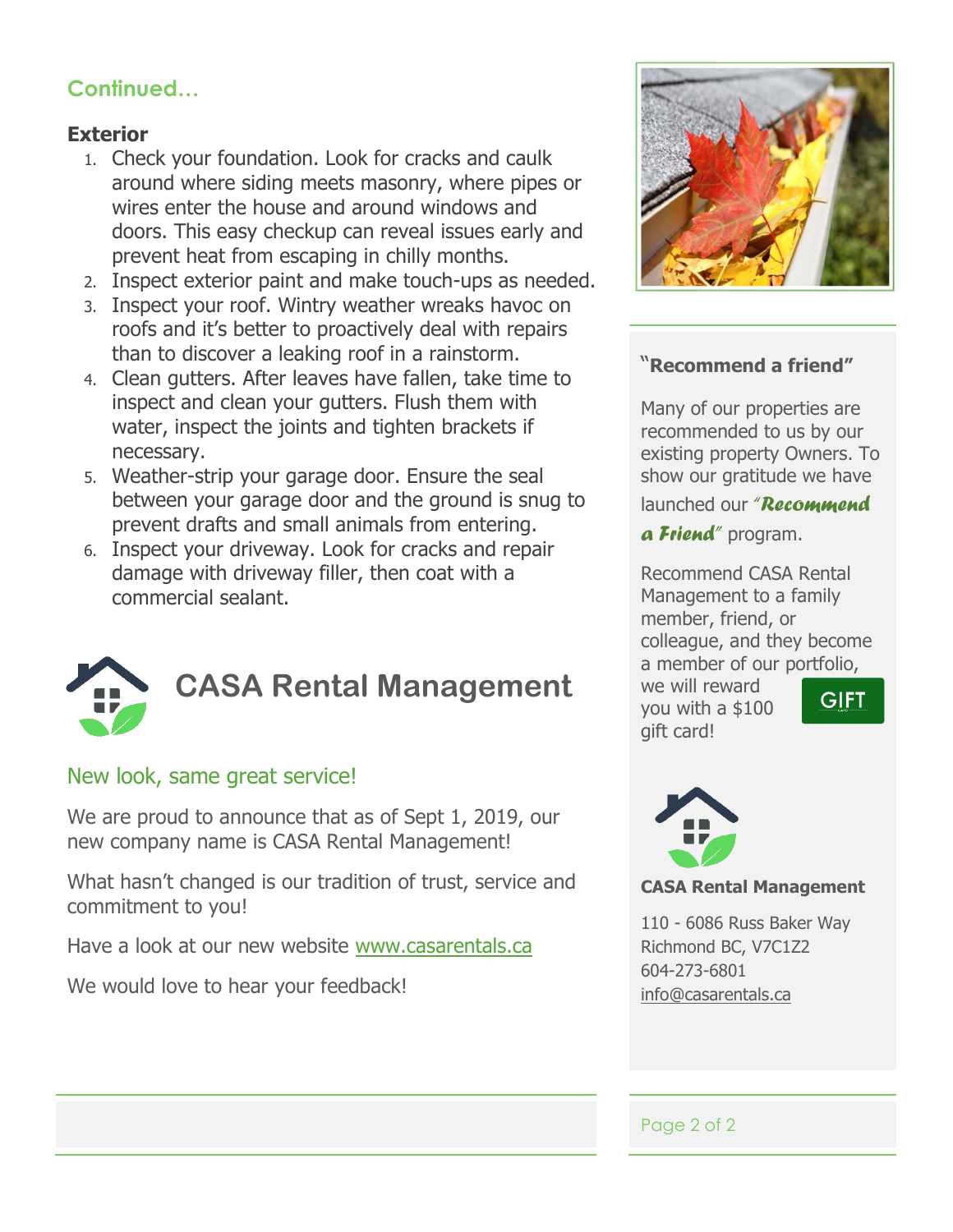## Continued…

**Exterior**

1. Check your foundation. Look for cracks and caulk around where siding meets masonry, where pipes or wires enter the house and around windows and doors. This easy checkup can reveal issues early and prevent heat from escaping in chilly months.
2. Inspect exterior paint and make touch-ups as needed.
3. Inspect your roof. Wintry weather wreaks havoc on roofs and it's better to proactively deal with repairs than to discover a leaking roof in a rainstorm.
4. Clean gutters. After leaves have fallen, take time to inspect and clean your gutters. Flush them with water, inspect the joints and tighten brackets if necessary.
5. Weather-strip your garage door. Ensure the seal between your garage door and the ground is snug to prevent drafts and small animals from entering.
6. Inspect your driveway. Look for cracks and repair damage with driveway filler, then coat with a commercial sealant.

# CASA Rental Management

### New look, same great service!

We are proud to announce that as of Sept 1, 2019, our new company name is CASA Rental Management!

What hasn't changed is our tradition of trust, service and commitment to you!

Have a look at our new website www.casarentals.ca

We would love to hear your feedback!

**"Recommend a friend"**

Many of our properties are recommended to us by our existing property Owners. To show our gratitude we have launched our "*Recommend a Friend*" program.

Recommend CASA Rental Management to a family member, friend, or colleague, and they become a member of our portfolio, we will reward you with a $100 gift card!

GIFT

**CASA Rental Management**

110 - 6086 Russ Baker Way
Richmond BC, V7C1Z2
604-273-6801
info@casarentals.ca